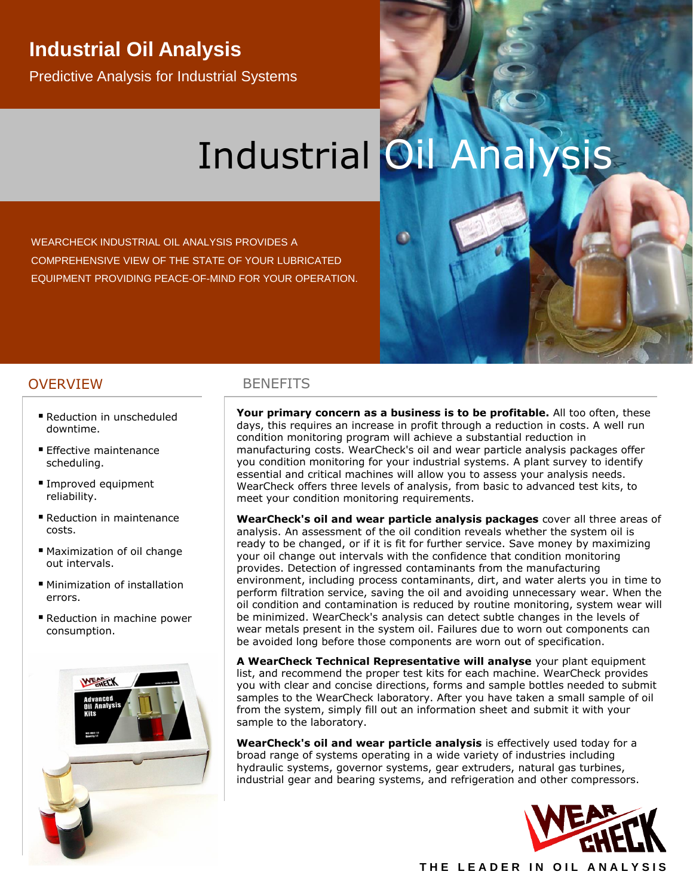# Industrial Oil Analysis

Predictive Analysis for Industrial Systems

# Industrial Oil Analysis

WEARCHECK INDUSTRIAL OIL ANALYSIS PROVIDES A COMPREHENSIVE VIEW OF THE STATE OF YOUR LUBRICATED EQUIPMENT PROVIDING PEACE-OF-MIND FOR YOUR OPERATION.

## OVERVIEW

- Reduction in unscheduled downtime.
- Effective maintenance scheduling.
- Improved equipment reliability.
- Reduction in maintenance costs.
- Maximization of oil change out intervals.
- Minimization of installation errors.
- Reduction in machine power consumption.

## BENEFITS

**Your primary concern as a business is to be profitable.** All too often, these days, this requires an increase in profit through a reduction in costs. A well run condition monitoring program will achieve a substantial reduction in manufacturing costs. WearCheck's oil and wear particle analysis packages offer you condition monitoring for your industrial systems. A plant survey to identify essential and critical machines will allow you to assess your analysis needs. WearCheck offers three levels of analysis, from basic to advanced test kits, to meet your condition monitoring requirements.

**WearCheck's oil and wear particle analysis packages** cover all three areas of analysis. An assessment of the oil condition reveals whether the system oil is ready to be changed, or if it is fit for further service. Save money by maximizing your oil change out intervals with the confidence that condition monitoring provides. Detection of ingressed contaminants from the manufacturing environment, including process contaminants, dirt, and water alerts you in time to perform filtration service, saving the oil and avoiding unnecessary wear. When the oil condition and contamination is reduced by routine monitoring, system wear will be minimized. WearCheck's analysis can detect subtle changes in the levels of wear metals present in the system oil. Failures due to worn out components can be avoided long before those components are worn out of specification.

**A WearCheck Technical Representative will analyse** your plant equipment list, and recommend the proper test kits for each machine. WearCheck provides you with clear and concise directions, forms and sample bottles needed to submit samples to the WearCheck laboratory. After you have taken a small sample of oil from the system, simply fill out an information sheet and submit it with your sample to the laboratory.

**WearCheck's oil and wear particle analysis** is effectively used today for a broad range of systems operating in a wide variety of industries including hydraulic systems, governor systems, gear extruders, natural gas turbines, industrial gear and bearing systems, and refrigeration and other compressors.

THE LEADER IN OIL ANALYSIS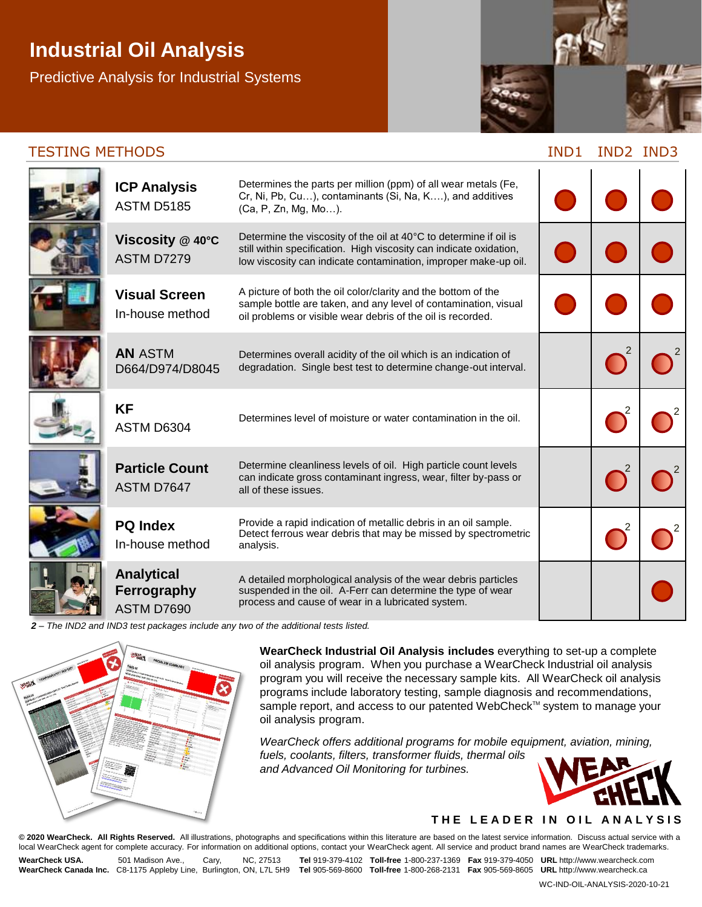# Industrial Oil Analysis

Predictive Analysis for Industrial Systems

## TESTING METHODS

| Test | Description | IND1 | IND2 | IND3 |
|---|---|---|---|---|
| **ICP Analysis** ASTM D5185 | Determines the parts per million (ppm) of all wear metals (Fe, Cr, Ni, Pb, Cu…), contaminants (Si, Na, K….), and additives (Ca, P, Zn, Mg, Mo…). | ● | ● | ● |
| **Viscosity @ 40°C** ASTM D7279 | Determine the viscosity of the oil at 40°C to determine if oil is still within specification. High viscosity can indicate oxidation, low viscosity can indicate contamination, improper make-up oil. | ● | ● | ● |
| **Visual Screen** In-house method | A picture of both the oil color/clarity and the bottom of the sample bottle are taken, and any level of contamination, visual oil problems or visible wear debris of the oil is recorded. | ● | ● | ● |
| **AN** ASTM D664/D974/D8045 | Determines overall acidity of the oil which is an indication of degradation. Single best test to determine change-out interval. | | ● 2 | ● 2 |
| **KF** ASTM D6304 | Determines level of moisture or water contamination in the oil. | | ● 2 | ● 2 |
| **Particle Count** ASTM D7647 | Determine cleanliness levels of oil. High particle count levels can indicate gross contaminant ingress, wear, filter by-pass or all of these issues. | | ● 2 | ● 2 |
| **PQ Index** In-house method | Provide a rapid indication of metallic debris in an oil sample. Detect ferrous wear debris that may be missed by spectrometric analysis. | | ● 2 | ● 2 |
| **Analytical Ferrography** ASTM D7690 | A detailed morphological analysis of the wear debris particles suspended in the oil. A-Ferr can determine the type of wear process and cause of wear in a lubricated system. | | | ● |

*2 – The IND2 and IND3 test packages include any two of the additional tests listed.*

**WearCheck Industrial Oil Analysis includes** everything to set-up a complete oil analysis program. When you purchase a WearCheck Industrial oil analysis program you will receive the necessary sample kits. All WearCheck oil analysis programs include laboratory testing, sample diagnosis and recommendations, sample report, and access to our patented WebCheck™ system to manage your oil analysis program.

*WearCheck offers additional programs for mobile equipment, aviation, mining, fuels, coolants, filters, transformer fluids, thermal oils and Advanced Oil Monitoring for turbines.*

**THE LEADER IN OIL ANALYSIS**

**© 2020 WearCheck. All Rights Reserved.** All illustrations, photographs and specifications within this literature are based on the latest service information. Discuss actual service with a local WearCheck agent for complete accuracy. For information on additional options, contact your WearCheck agent. All service and product brand names are WearCheck trademarks.

**WearCheck USA.** 501 Madison Ave., Cary, NC, 27513 **Tel** 919-379-4102 **Toll-free** 1-800-237-1369 **Fax** 919-379-4050 **URL** http://www.wearcheck.com
**WearCheck Canada Inc.** C8-1175 Appleby Line, Burlington, ON, L7L 5H9 **Tel** 905-569-8600 **Toll-free** 1-800-268-2131 **Fax** 905-569-8605 **URL** http://www.wearcheck.ca

WC-IND-OIL-ANALYSIS-2020-10-21